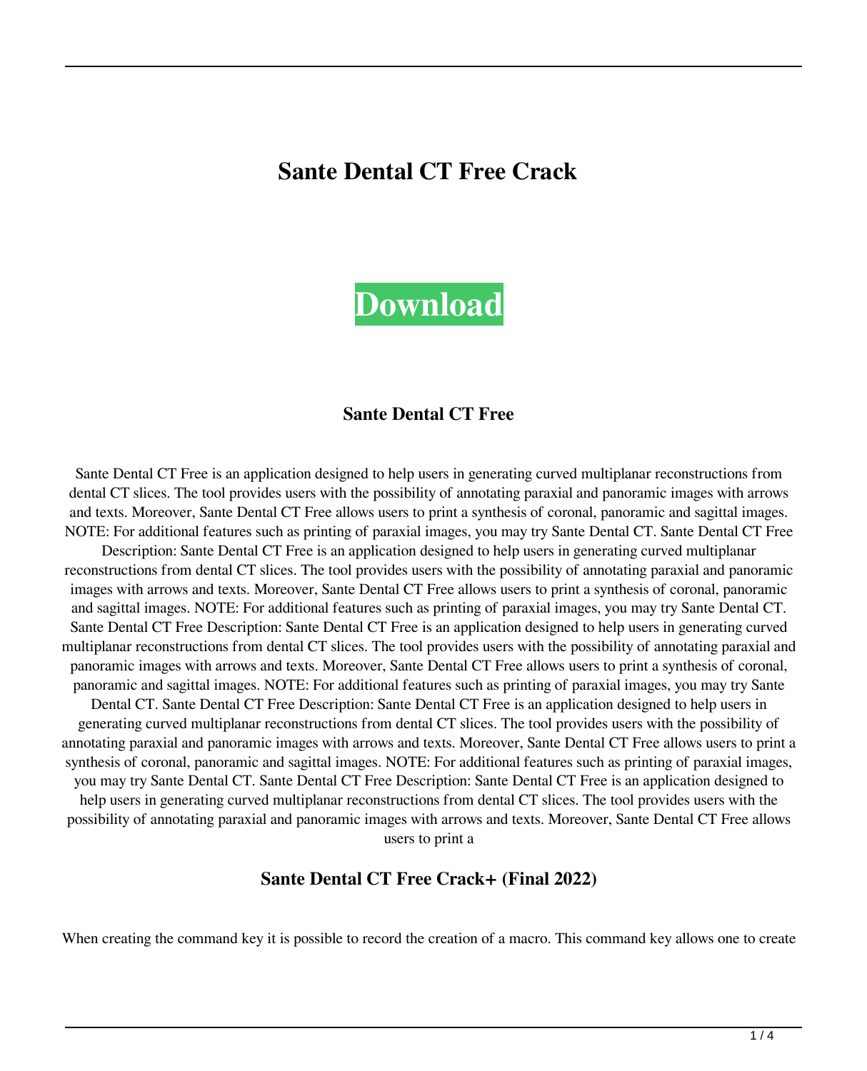# Sante Dental CT Free Crack

**Download**

### Sante Dental CT Free

Sante Dental CT Free is an application designed to help users in generating curved multiplanar reconstructions from dental CT slices. The tool provides users with the possibility of annotating paraxial and panoramic images with arrows and texts. Moreover, Sante Dental CT Free allows users to print a synthesis of coronal, panoramic and sagittal images. NOTE: For additional features such as printing of paraxial images, you may try Sante Dental CT. Sante Dental CT Free Description: Sante Dental CT Free is an application designed to help users in generating curved multiplanar reconstructions from dental CT slices. The tool provides users with the possibility of annotating paraxial and panoramic images with arrows and texts. Moreover, Sante Dental CT Free allows users to print a synthesis of coronal, panoramic and sagittal images. NOTE: For additional features such as printing of paraxial images, you may try Sante Dental CT. Sante Dental CT Free Description: Sante Dental CT Free is an application designed to help users in generating curved multiplanar reconstructions from dental CT slices. The tool provides users with the possibility of annotating paraxial and panoramic images with arrows and texts. Moreover, Sante Dental CT Free allows users to print a synthesis of coronal, panoramic and sagittal images. NOTE: For additional features such as printing of paraxial images, you may try Sante Dental CT. Sante Dental CT Free Description: Sante Dental CT Free is an application designed to help users in generating curved multiplanar reconstructions from dental CT slices. The tool provides users with the possibility of annotating paraxial and panoramic images with arrows and texts. Moreover, Sante Dental CT Free allows users to print a synthesis of coronal, panoramic and sagittal images. NOTE: For additional features such as printing of paraxial images, you may try Sante Dental CT. Sante Dental CT Free Description: Sante Dental CT Free is an application designed to help users in generating curved multiplanar reconstructions from dental CT slices. The tool provides users with the possibility of annotating paraxial and panoramic images with arrows and texts. Moreover, Sante Dental CT Free allows users to print a

### Sante Dental CT Free Crack+ (Final 2022)

When creating the command key it is possible to record the creation of a macro. This command key allows one to create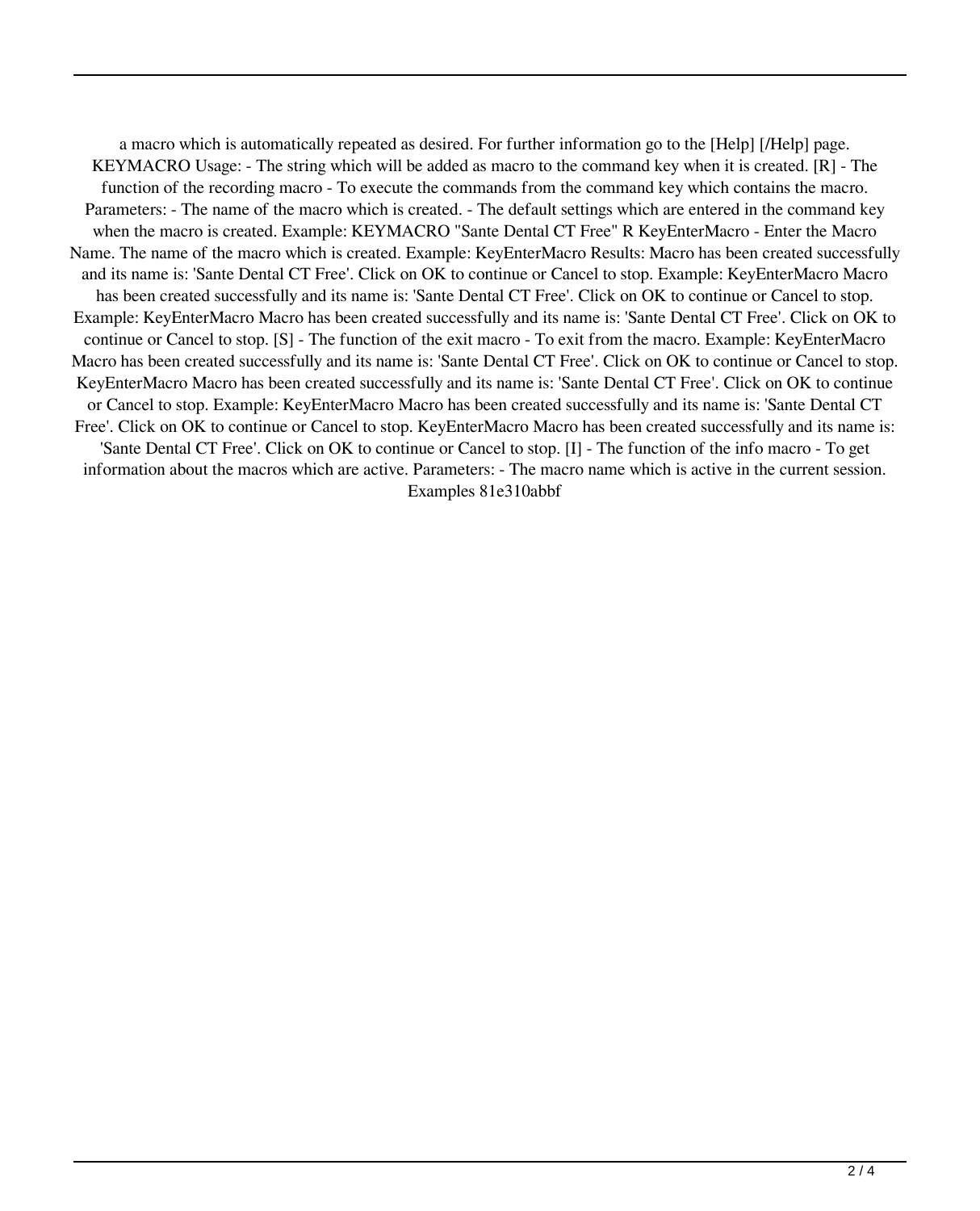a macro which is automatically repeated as desired. For further information go to the [Help] [/Help] page. KEYMACRO Usage: - The string which will be added as macro to the command key when it is created. [R] - The function of the recording macro - To execute the commands from the command key which contains the macro. Parameters: - The name of the macro which is created. - The default settings which are entered in the command key when the macro is created. Example: KEYMACRO "Sante Dental CT Free" R KeyEnterMacro - Enter the Macro Name. The name of the macro which is created. Example: KeyEnterMacro Results: Macro has been created successfully and its name is: 'Sante Dental CT Free'. Click on OK to continue or Cancel to stop. Example: KeyEnterMacro Macro has been created successfully and its name is: 'Sante Dental CT Free'. Click on OK to continue or Cancel to stop. Example: KeyEnterMacro Macro has been created successfully and its name is: 'Sante Dental CT Free'. Click on OK to continue or Cancel to stop. [S] - The function of the exit macro - To exit from the macro. Example: KeyEnterMacro Macro has been created successfully and its name is: 'Sante Dental CT Free'. Click on OK to continue or Cancel to stop. KeyEnterMacro Macro has been created successfully and its name is: 'Sante Dental CT Free'. Click on OK to continue or Cancel to stop. Example: KeyEnterMacro Macro has been created successfully and its name is: 'Sante Dental CT Free'. Click on OK to continue or Cancel to stop. KeyEnterMacro Macro has been created successfully and its name is: 'Sante Dental CT Free'. Click on OK to continue or Cancel to stop. [I] - The function of the info macro - To get information about the macros which are active. Parameters: - The macro name which is active in the current session. Examples 81e310abbf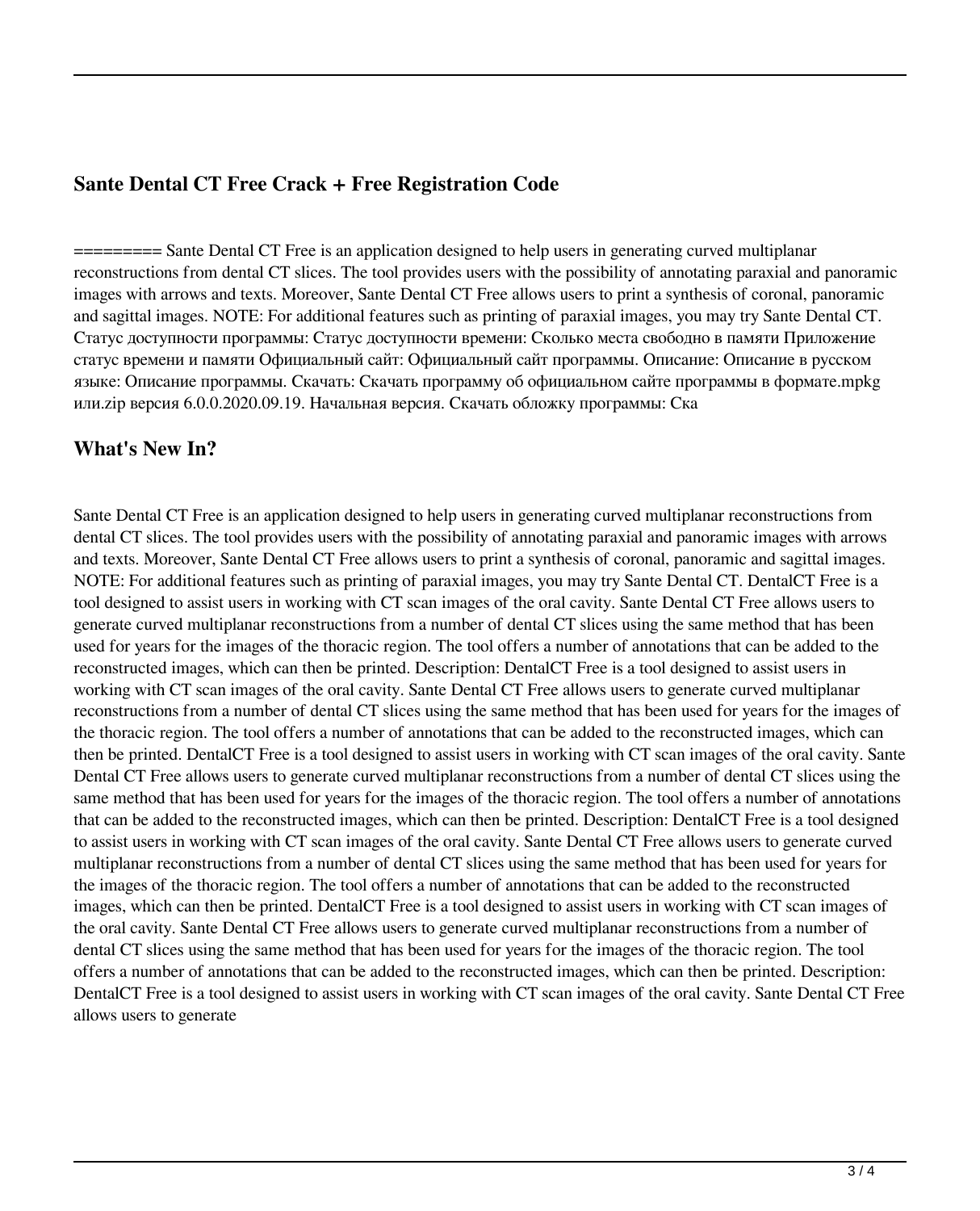## Sante Dental CT Free Crack + Free Registration Code

========= Sante Dental CT Free is an application designed to help users in generating curved multiplanar reconstructions from dental CT slices. The tool provides users with the possibility of annotating paraxial and panoramic images with arrows and texts. Moreover, Sante Dental CT Free allows users to print a synthesis of coronal, panoramic and sagittal images. NOTE: For additional features such as printing of paraxial images, you may try Sante Dental CT. Статус доступности программы: Статус доступности времени: Сколько места свободно в памяти Приложение статус времени и памяти Официальный сайт: Официальный сайт программы. Описание: Описание в русском языке: Описание программы. Скачать: Скачать программу об официальном сайте программы в формате.mpkg или.zip версия 6.0.0.2020.09.19. Начальная версия. Скачать обложку программы: Ска

## What's New In?

Sante Dental CT Free is an application designed to help users in generating curved multiplanar reconstructions from dental CT slices. The tool provides users with the possibility of annotating paraxial and panoramic images with arrows and texts. Moreover, Sante Dental CT Free allows users to print a synthesis of coronal, panoramic and sagittal images. NOTE: For additional features such as printing of paraxial images, you may try Sante Dental CT. DentalCT Free is a tool designed to assist users in working with CT scan images of the oral cavity. Sante Dental CT Free allows users to generate curved multiplanar reconstructions from a number of dental CT slices using the same method that has been used for years for the images of the thoracic region. The tool offers a number of annotations that can be added to the reconstructed images, which can then be printed. Description: DentalCT Free is a tool designed to assist users in working with CT scan images of the oral cavity. Sante Dental CT Free allows users to generate curved multiplanar reconstructions from a number of dental CT slices using the same method that has been used for years for the images of the thoracic region. The tool offers a number of annotations that can be added to the reconstructed images, which can then be printed. DentalCT Free is a tool designed to assist users in working with CT scan images of the oral cavity. Sante Dental CT Free allows users to generate curved multiplanar reconstructions from a number of dental CT slices using the same method that has been used for years for the images of the thoracic region. The tool offers a number of annotations that can be added to the reconstructed images, which can then be printed. Description: DentalCT Free is a tool designed to assist users in working with CT scan images of the oral cavity. Sante Dental CT Free allows users to generate curved multiplanar reconstructions from a number of dental CT slices using the same method that has been used for years for the images of the thoracic region. The tool offers a number of annotations that can be added to the reconstructed images, which can then be printed. DentalCT Free is a tool designed to assist users in working with CT scan images of the oral cavity. Sante Dental CT Free allows users to generate curved multiplanar reconstructions from a number of dental CT slices using the same method that has been used for years for the images of the thoracic region. The tool offers a number of annotations that can be added to the reconstructed images, which can then be printed. Description: DentalCT Free is a tool designed to assist users in working with CT scan images of the oral cavity. Sante Dental CT Free allows users to generate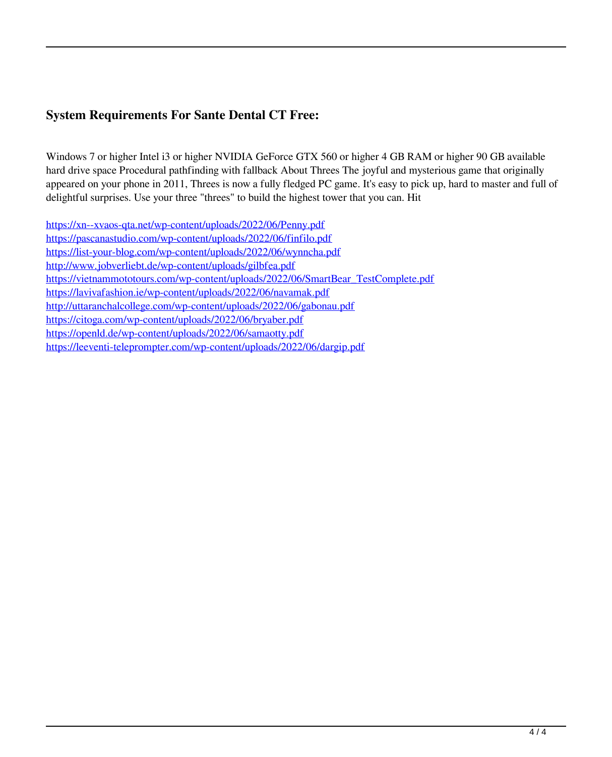## System Requirements For Sante Dental CT Free:

Windows 7 or higher Intel i3 or higher NVIDIA GeForce GTX 560 or higher 4 GB RAM or higher 90 GB available hard drive space Procedural pathfinding with fallback About Threes The joyful and mysterious game that originally appeared on your phone in 2011, Threes is now a fully fledged PC game. It's easy to pick up, hard to master and full of delightful surprises. Use your three "threes" to build the highest tower that you can. Hit

https://xn--xvaos-qta.net/wp-content/uploads/2022/06/Penny.pdf
https://pascanastudio.com/wp-content/uploads/2022/06/finfilo.pdf
https://list-your-blog.com/wp-content/uploads/2022/06/wynncha.pdf
http://www.jobverliebt.de/wp-content/uploads/gilbfea.pdf
https://vietnammototours.com/wp-content/uploads/2022/06/SmartBear_TestComplete.pdf
https://lavivafashion.ie/wp-content/uploads/2022/06/navamak.pdf
http://uttaranchalcollege.com/wp-content/uploads/2022/06/gabonau.pdf
https://citoga.com/wp-content/uploads/2022/06/bryaber.pdf
https://openld.de/wp-content/uploads/2022/06/samaotty.pdf
https://leeventi-teleprompter.com/wp-content/uploads/2022/06/dargip.pdf